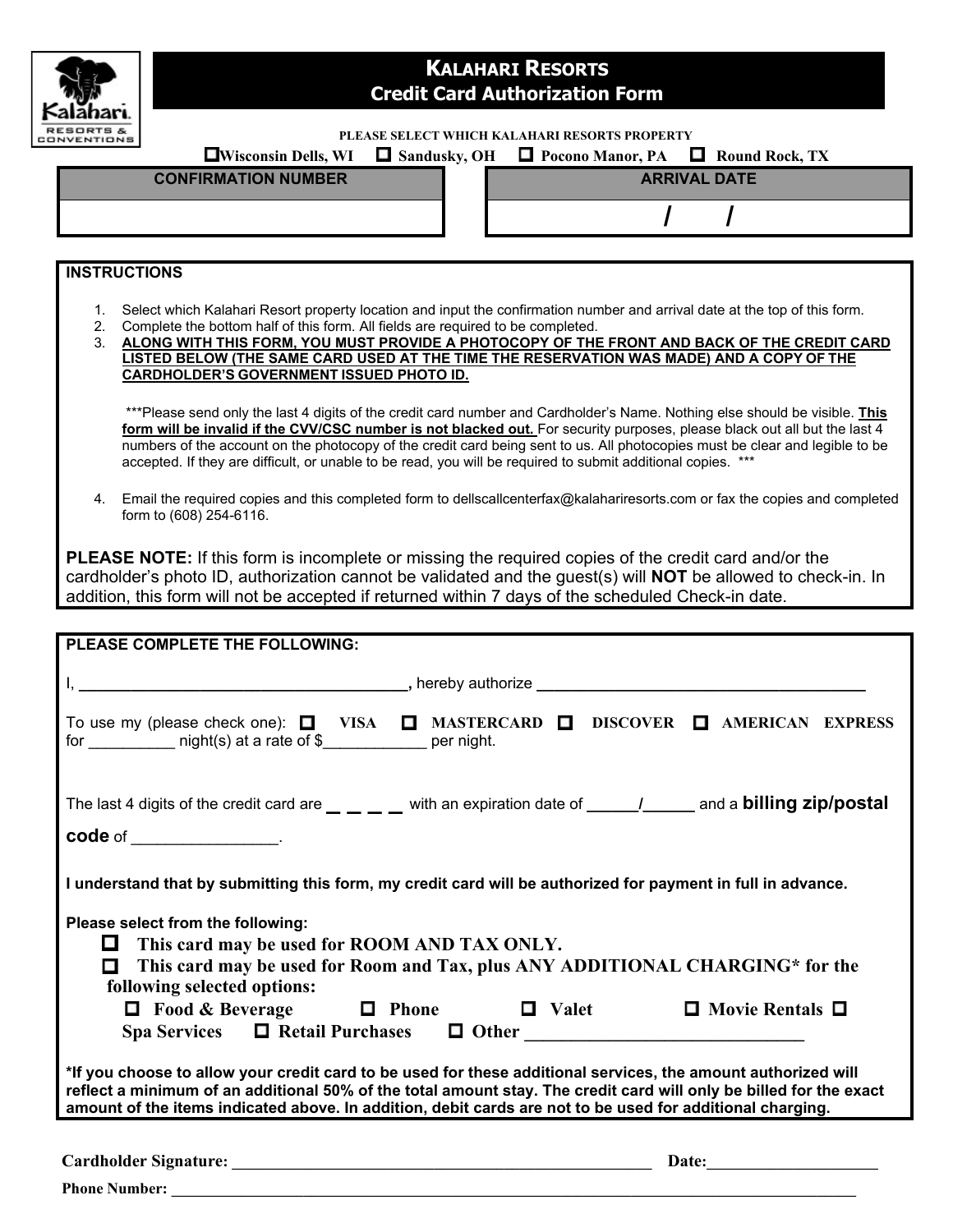# KALAHARI RESORTS
## Credit Card Authorization Form

PLEASE SELECT WHICH KALAHARI RESORTS PROPERTY

☐ Wisconsin Dells, WI ☐ Sandusky, OH ☐ Pocono Manor, PA ☐ Round Rock, TX

| CONFIRMATION NUMBER | ARRIVAL DATE |
|---|---|
| | / / |

**INSTRUCTIONS**

1. Select which Kalahari Resort property location and input the confirmation number and arrival date at the top of this form.
2. Complete the bottom half of this form. All fields are required to be completed.
3. **ALONG WITH THIS FORM, YOU MUST PROVIDE A PHOTOCOPY OF THE FRONT AND BACK OF THE CREDIT CARD LISTED BELOW (THE SAME CARD USED AT THE TIME THE RESERVATION WAS MADE) AND A COPY OF THE CARDHOLDER'S GOVERNMENT ISSUED PHOTO ID.**

   ***Please send only the last 4 digits of the credit card number and Cardholder's Name. Nothing else should be visible. **This form will be invalid if the CVV/CSC number is not blacked out.** For security purposes, please black out all but the last 4 numbers of the account on the photocopy of the credit card being sent to us. All photocopies must be clear and legible to be accepted. If they are difficult, or unable to be read, you will be required to submit additional copies. ***

4. Email the required copies and this completed form to dellscallcenterfax@kalahariresorts.com or fax the copies and completed form to (608) 254-6116.

**PLEASE NOTE:** If this form is incomplete or missing the required copies of the credit card and/or the cardholder's photo ID, authorization cannot be validated and the guest(s) will **NOT** be allowed to check-in. In addition, this form will not be accepted if returned within 7 days of the scheduled Check-in date.

**PLEASE COMPLETE THE FOLLOWING:**

I, ______________________________________, hereby authorize ______________________________________

To use my (please check one): ☐ VISA ☐ MASTERCARD ☐ DISCOVER ☐ AMERICAN EXPRESS for __________ night(s) at a rate of $____________ per night.

The last 4 digits of the credit card are _ _ _ _ with an expiration date of ______/______ and a **billing zip/postal code** of ________________.

**I understand that by submitting this form, my credit card will be authorized for payment in full in advance.**

**Please select from the following:**

- ☐ **This card may be used for ROOM AND TAX ONLY.**
- ☐ **This card may be used for Room and Tax, plus ANY ADDITIONAL CHARGING* for the following selected options:**
  - ☐ **Food & Beverage** ☐ **Phone** ☐ **Valet** ☐ **Movie Rentals** ☐ **Spa Services** ☐ **Retail Purchases** ☐ **Other** ______________________________

***If you choose to allow your credit card to be used for these additional services, the amount authorized will reflect a minimum of an additional 50% of the total amount stay. The credit card will only be billed for the exact amount of the items indicated above. In addition, debit cards are not to be used for additional charging.**

**Cardholder Signature:** __________________________________________________ **Date:**____________________

**Phone Number:** ____________________________________________________________________________________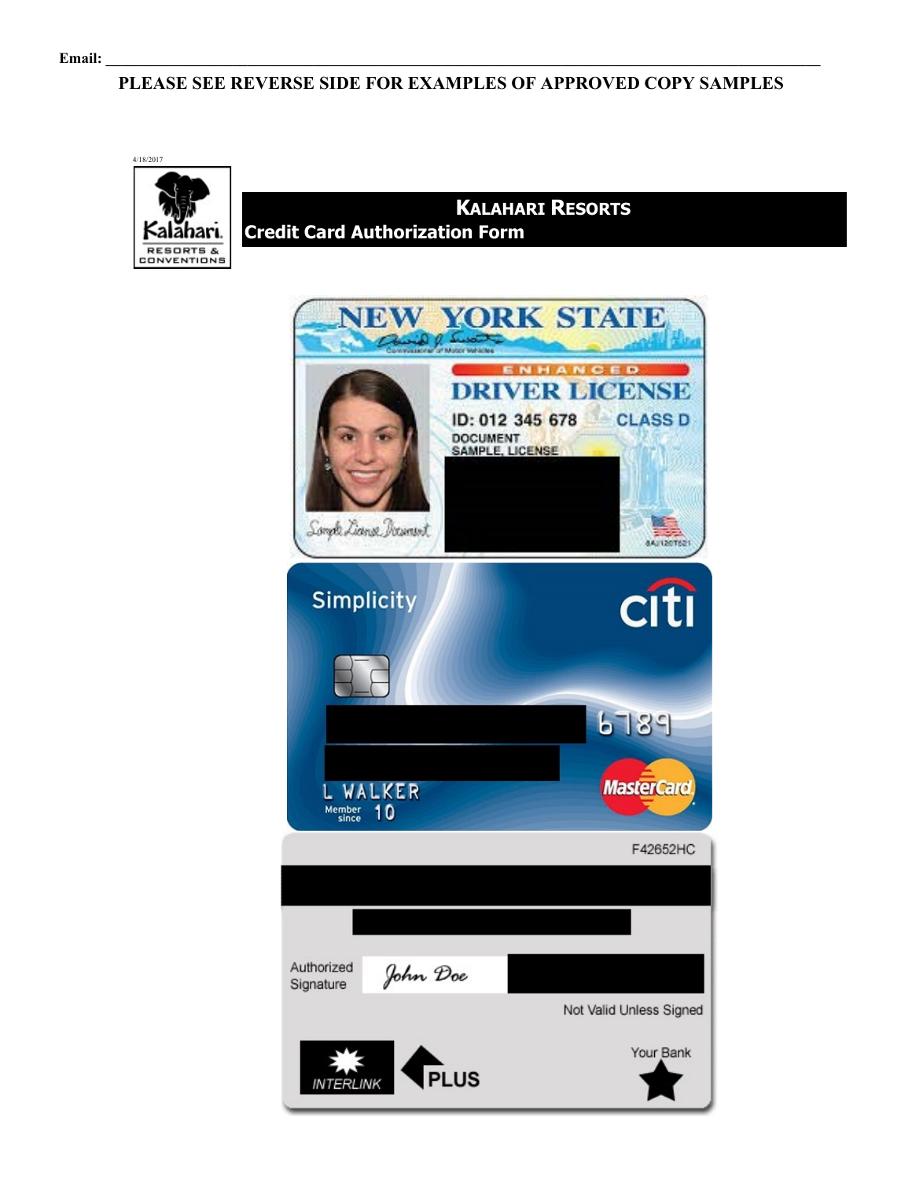Email: ___________________________________________________________________________

**PLEASE SEE REVERSE SIDE FOR EXAMPLES OF APPROVED COPY SAMPLES**

4/18/2017

# KALAHARI RESORTS

## Credit Card Authorization Form